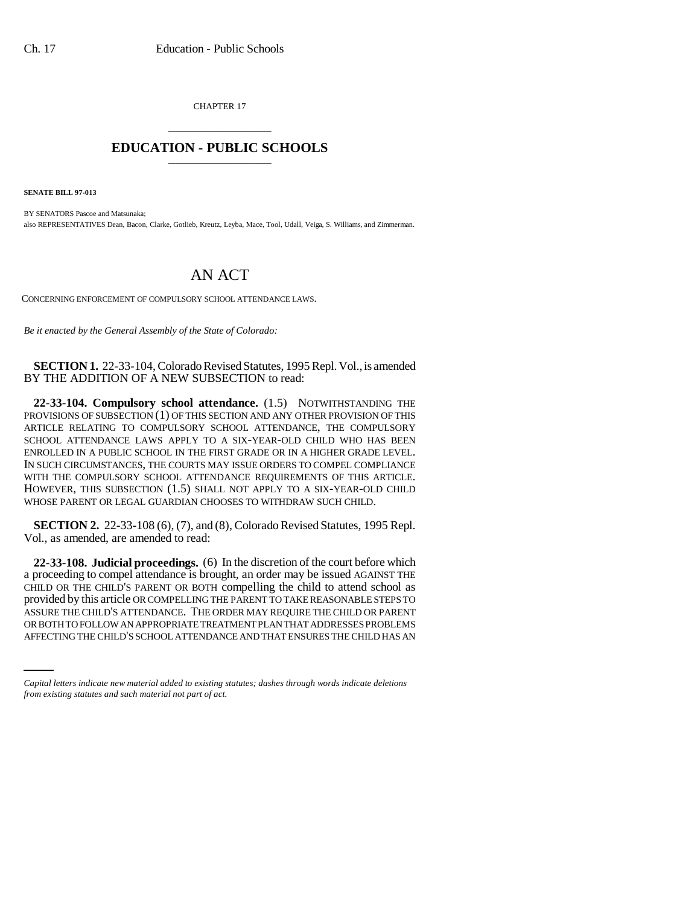CHAPTER 17

## EDUCATION - PUBLIC SCHOOLS

**SENATE BILL 97-013**

BY SENATORS Pascoe and Matsunaka;
also REPRESENTATIVES Dean, Bacon, Clarke, Gotlieb, Kreutz, Leyba, Mace, Tool, Udall, Veiga, S. Williams, and Zimmerman.

# AN ACT

CONCERNING ENFORCEMENT OF COMPULSORY SCHOOL ATTENDANCE LAWS.

*Be it enacted by the General Assembly of the State of Colorado:*

**SECTION 1.** 22-33-104, Colorado Revised Statutes, 1995 Repl. Vol., is amended BY THE ADDITION OF A NEW SUBSECTION to read:

**22-33-104. Compulsory school attendance.** (1.5) NOTWITHSTANDING THE PROVISIONS OF SUBSECTION (1) OF THIS SECTION AND ANY OTHER PROVISION OF THIS ARTICLE RELATING TO COMPULSORY SCHOOL ATTENDANCE, THE COMPULSORY SCHOOL ATTENDANCE LAWS APPLY TO A SIX-YEAR-OLD CHILD WHO HAS BEEN ENROLLED IN A PUBLIC SCHOOL IN THE FIRST GRADE OR IN A HIGHER GRADE LEVEL. IN SUCH CIRCUMSTANCES, THE COURTS MAY ISSUE ORDERS TO COMPEL COMPLIANCE WITH THE COMPULSORY SCHOOL ATTENDANCE REQUIREMENTS OF THIS ARTICLE. HOWEVER, THIS SUBSECTION (1.5) SHALL NOT APPLY TO A SIX-YEAR-OLD CHILD WHOSE PARENT OR LEGAL GUARDIAN CHOOSES TO WITHDRAW SUCH CHILD.

**SECTION 2.** 22-33-108 (6), (7), and (8), Colorado Revised Statutes, 1995 Repl. Vol., as amended, are amended to read:

**22-33-108. Judicial proceedings.** (6) In the discretion of the court before which a proceeding to compel attendance is brought, an order may be issued AGAINST THE CHILD OR THE CHILD'S PARENT OR BOTH compelling the child to attend school as provided by this article OR COMPELLING THE PARENT TO TAKE REASONABLE STEPS TO ASSURE THE CHILD'S ATTENDANCE. THE ORDER MAY REQUIRE THE CHILD OR PARENT OR BOTH TO FOLLOW AN APPROPRIATE TREATMENT PLAN THAT ADDRESSES PROBLEMS AFFECTING THE CHILD'S SCHOOL ATTENDANCE AND THAT ENSURES THE CHILD HAS AN

*Capital letters indicate new material added to existing statutes; dashes through words indicate deletions from existing statutes and such material not part of act.*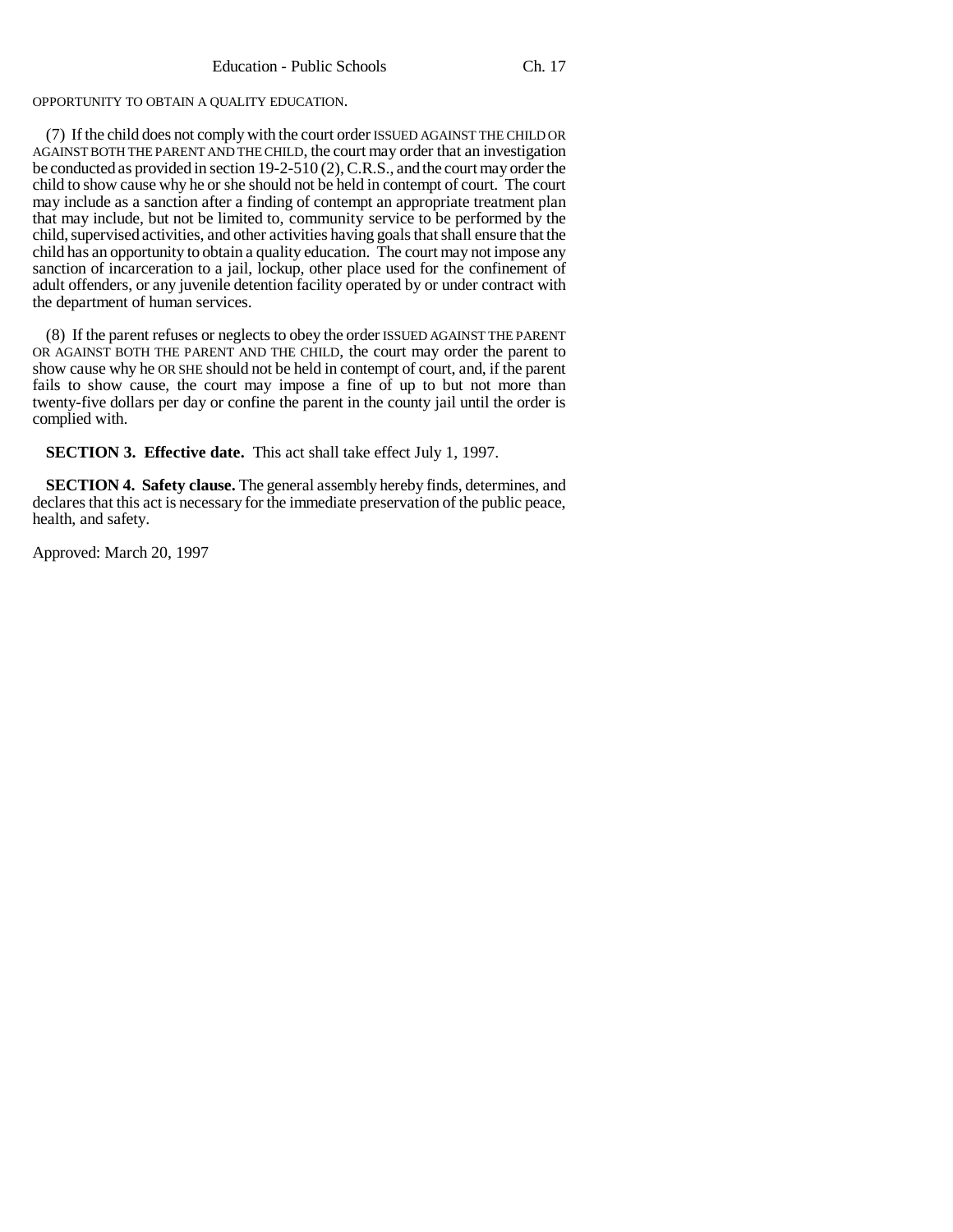OPPORTUNITY TO OBTAIN A QUALITY EDUCATION.

(7) If the child does not comply with the court order ISSUED AGAINST THE CHILD OR AGAINST BOTH THE PARENT AND THE CHILD, the court may order that an investigation be conducted as provided in section 19-2-510 (2), C.R.S., and the court may order the child to show cause why he or she should not be held in contempt of court. The court may include as a sanction after a finding of contempt an appropriate treatment plan that may include, but not be limited to, community service to be performed by the child, supervised activities, and other activities having goals that shall ensure that the child has an opportunity to obtain a quality education. The court may not impose any sanction of incarceration to a jail, lockup, other place used for the confinement of adult offenders, or any juvenile detention facility operated by or under contract with the department of human services.

(8) If the parent refuses or neglects to obey the order ISSUED AGAINST THE PARENT OR AGAINST BOTH THE PARENT AND THE CHILD, the court may order the parent to show cause why he OR SHE should not be held in contempt of court, and, if the parent fails to show cause, the court may impose a fine of up to but not more than twenty-five dollars per day or confine the parent in the county jail until the order is complied with.

**SECTION 3. Effective date.** This act shall take effect July 1, 1997.

**SECTION 4. Safety clause.** The general assembly hereby finds, determines, and declares that this act is necessary for the immediate preservation of the public peace, health, and safety.

Approved: March 20, 1997